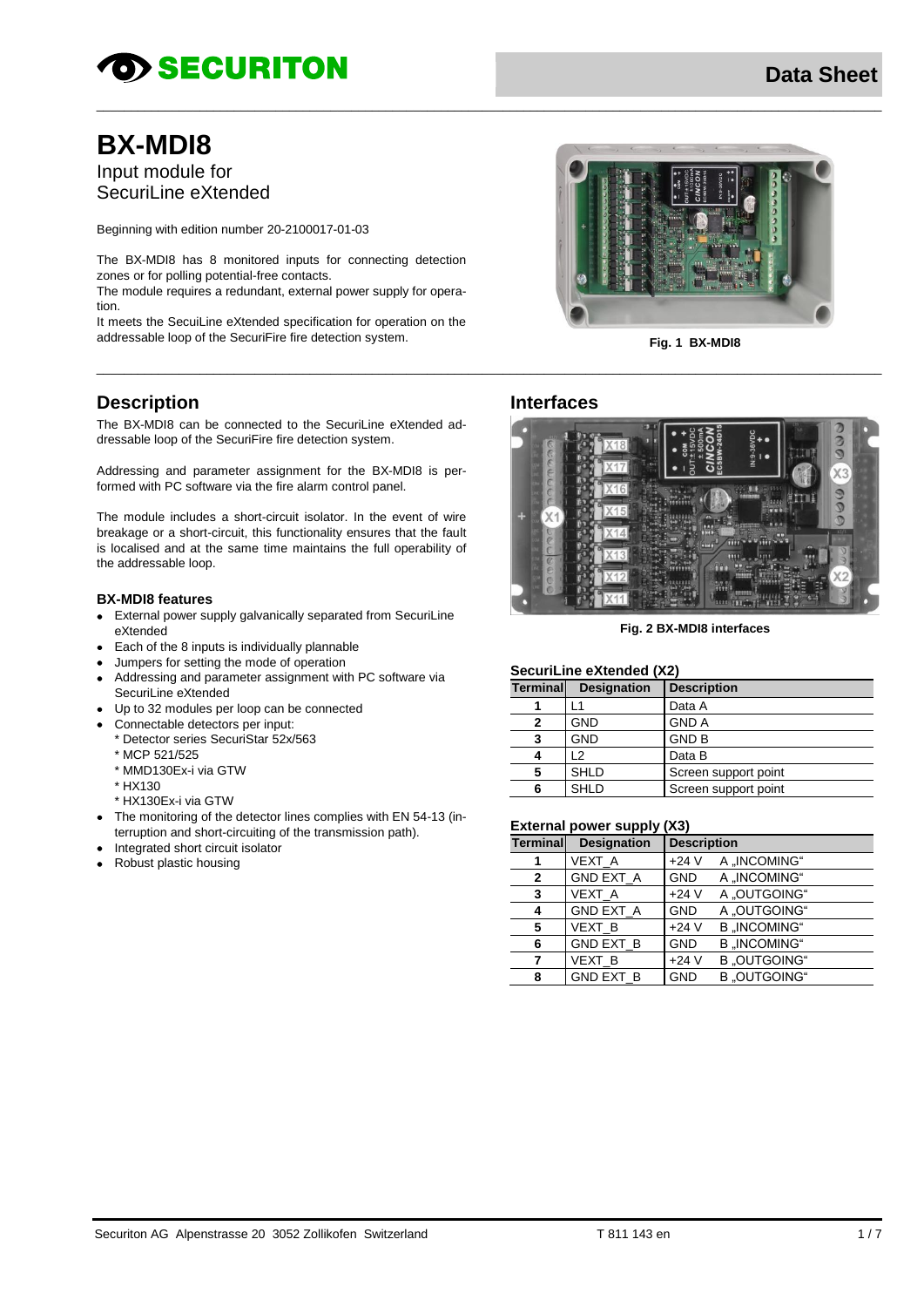# BX-MDI8

Input module for
SecuriLine eXtended

Beginning with edition number 20-2100017-01-03

The BX-MDI8 has 8 monitored inputs for connecting detection zones or for polling potential-free contacts.
The module requires a redundant, external power supply for operation.
It meets the SecuiLine eXtended specification for operation on the addressable loop of the SecuriFire fire detection system.

**Fig. 1 BX-MDI8**

## Description

The BX-MDI8 can be connected to the SecuriLine eXtended addressable loop of the SecuriFire fire detection system.

Addressing and parameter assignment for the BX-MDI8 is performed with PC software via the fire alarm control panel.

The module includes a short-circuit isolator. In the event of wire breakage or a short-circuit, this functionality ensures that the fault is localised and at the same time maintains the full operability of the addressable loop.

### BX-MDI8 features

- External power supply galvanically separated from SecuriLine eXtended
- Each of the 8 inputs is individually plannable
- Jumpers for setting the mode of operation
- Addressing and parameter assignment with PC software via SecuriLine eXtended
- Up to 32 modules per loop can be connected
- Connectable detectors per input:
  * Detector series SecuriStar 52x/563
  * MCP 521/525
  * MMD130Ex-i via GTW
  * HX130
  * HX130Ex-i via GTW
- The monitoring of the detector lines complies with EN 54-13 (interruption and short-circuiting of the transmission path).
- Integrated short circuit isolator
- Robust plastic housing

## Interfaces

**Fig. 2 BX-MDI8 interfaces**

### SecuriLine eXtended (X2)

| Terminal | Designation | Description |
|---|---|---|
| 1 | L1 | Data A |
| 2 | GND | GND A |
| 3 | GND | GND B |
| 4 | L2 | Data B |
| 5 | SHLD | Screen support point |
| 6 | SHLD | Screen support point |

### External power supply (X3)

| Terminal | Designation | Description | |
|---|---|---|---|
| 1 | VEXT_A | +24 V | A „INCOMING“ |
| 2 | GND EXT_A | GND | A „INCOMING“ |
| 3 | VEXT_A | +24 V | A „OUTGOING“ |
| 4 | GND EXT_A | GND | A „OUTGOING“ |
| 5 | VEXT_B | +24 V | B „INCOMING“ |
| 6 | GND EXT_B | GND | B „INCOMING“ |
| 7 | VEXT_B | +24 V | B „OUTGOING“ |
| 8 | GND EXT_B | GND | B „OUTGOING“ |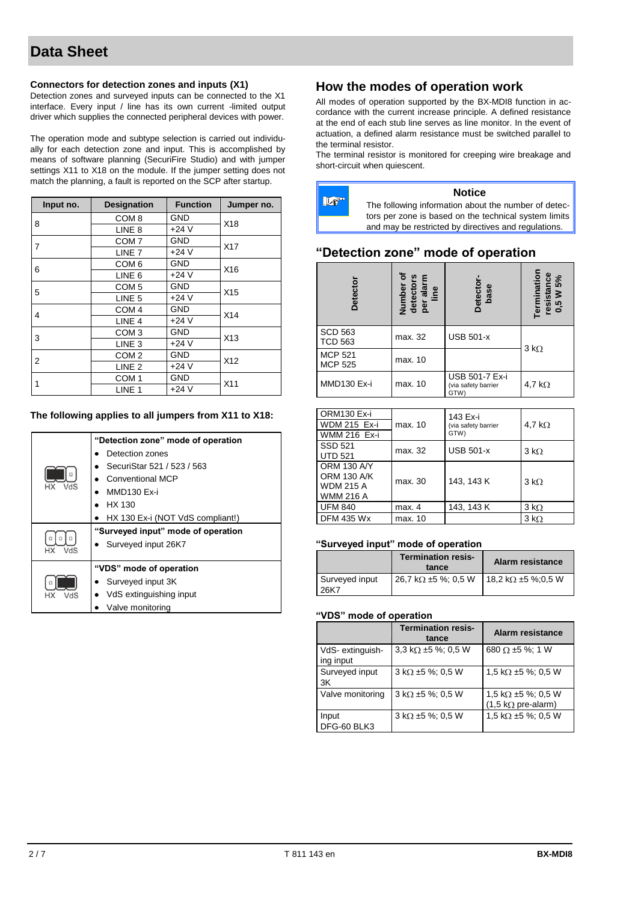## Connectors for detection zones and inputs (X1)

Detection zones and surveyed inputs can be connected to the X1 interface. Every input / line has its own current -limited output driver which supplies the connected peripheral devices with power.

The operation mode and subtype selection is carried out individually for each detection zone and input. This is accomplished by means of software planning (SecuriFire Studio) and with jumper settings X11 to X18 on the module. If the jumper setting does not match the planning, a fault is reported on the SCP after startup.

| Input no. | Designation | Function | Jumper no. |
|---|---|---|---|
| 8 | COM 8 | GND | X18 |
| | LINE 8 | +24 V | |
| 7 | COM 7 | GND | X17 |
| | LINE 7 | +24 V | |
| 6 | COM 6 | GND | X16 |
| | LINE 6 | +24 V | |
| 5 | COM 5 | GND | X15 |
| | LINE 5 | +24 V | |
| 4 | COM 4 | GND | X14 |
| | LINE 4 | +24 V | |
| 3 | COM 3 | GND | X13 |
| | LINE 3 | +24 V | |
| 2 | COM 2 | GND | X12 |
| | LINE 2 | +24 V | |
| 1 | COM 1 | GND | X11 |
| | LINE 1 | +24 V | |

### The following applies to all jumpers from X11 to X18:

| Jumper | Mode |
|---|---|
| HX VdS | **"Detection zone" mode of operation**<br>• Detection zones<br>• SecuriStar 521 / 523 / 563<br>• Conventional MCP<br>• MMD130 Ex-i<br>• HX 130<br>• HX 130 Ex-i (NOT VdS compliant!) |
| HX VdS | **"Surveyed input" mode of operation**<br>• Surveyed input 26K7 |
| HX VdS | **"VDS" mode of operation**<br>• Surveyed input 3K<br>• VdS extinguishing input<br>• Valve monitoring |

## How the modes of operation work

All modes of operation supported by the BX-MDI8 function in accordance with the current increase principle. A defined resistance at the end of each stub line serves as line monitor. In the event of actuation, a defined alarm resistance must be switched parallel to the terminal resistor.

The terminal resistor is monitored for creeping wire breakage and short-circuit when quiescent.

> **Notice**
> The following information about the number of detectors per zone is based on the technical system limits and may be restricted by directives and regulations.

## "Detection zone" mode of operation

| Detector | Number of detectors per alarm line | Detector-base | Termination resistance 0,5 W 5% |
|---|---|---|---|
| SCD 563<br>TCD 563 | max. 32 | USB 501-x | 3 kΩ |
| MCP 521<br>MCP 525 | max. 10 | | 3 kΩ |
| MMD130 Ex-i | max. 10 | USB 501-7 Ex-i (via safety barrier GTW) | 4,7 kΩ |
| ORM130 Ex-i<br>WDM 215 Ex-i<br>WMM 216 Ex-i | max. 10 | 143 Ex-i (via safety barrier GTW) | 4,7 kΩ |
| SSD 521<br>UTD 521 | max. 32 | USB 501-x | 3 kΩ |
| ORM 130 A/Y<br>ORM 130 A/K<br>WDM 215 A<br>WMM 216 A | max. 30 | 143, 143 K | 3 kΩ |
| UFM 840 | max. 4 | 143, 143 K | 3 kΩ |
| DFM 435 Wx | max. 10 | | 3 kΩ |

### "Surveyed input" mode of operation

| | Termination resistance | Alarm resistance |
|---|---|---|
| Surveyed input 26K7 | 26,7 kΩ ±5 %; 0,5 W | 18,2 kΩ ±5 %;0,5 W |

### "VDS" mode of operation

| | Termination resistance | Alarm resistance |
|---|---|---|
| VdS- extinguishing input | 3,3 kΩ ±5 %; 0,5 W | 680 Ω ±5 %; 1 W |
| Surveyed input 3K | 3 kΩ ±5 %; 0,5 W | 1,5 kΩ ±5 %; 0,5 W |
| Valve monitoring | 3 kΩ ±5 %; 0,5 W | 1,5 kΩ ±5 %; 0,5 W (1,5 kΩ pre-alarm) |
| Input DFG-60 BLK3 | 3 kΩ ±5 %; 0,5 W | 1,5 kΩ ±5 %; 0,5 W |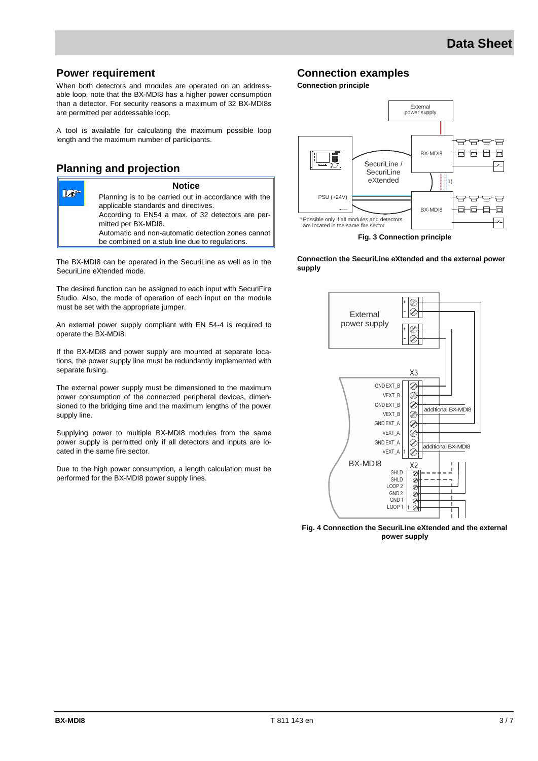## Power requirement

When both detectors and modules are operated on an addressable loop, note that the BX-MDI8 has a higher power consumption than a detector. For security reasons a maximum of 32 BX-MDI8s are permitted per addressable loop.

A tool is available for calculating the maximum possible loop length and the maximum number of participants.

## Planning and projection

> **Notice**
>
> Planning is to be carried out in accordance with the applicable standards and directives.
> According to EN54 a max. of 32 detectors are permitted per BX-MDI8.
> Automatic and non-automatic detection zones cannot be combined on a stub line due to regulations.

The BX-MDI8 can be operated in the SecuriLine as well as in the SecuriLine eXtended mode.

The desired function can be assigned to each input with SecuriFire Studio. Also, the mode of operation of each input on the module must be set with the appropriate jumper.

An external power supply compliant with EN 54-4 is required to operate the BX-MDI8.

If the BX-MDI8 and power supply are mounted at separate locations, the power supply line must be redundantly implemented with separate fusing.

The external power supply must be dimensioned to the maximum power consumption of the connected peripheral devices, dimensioned to the bridging time and the maximum lengths of the power supply line.

Supplying power to multiple BX-MDI8 modules from the same power supply is permitted only if all detectors and inputs are located in the same fire sector.

Due to the high power consumption, a length calculation must be performed for the BX-MDI8 power supply lines.

## Connection examples

**Connection principle**

Fig. 3 Connection principle

**Connection the SecuriLine eXtended and the external power supply**

Fig. 4 Connection the SecuriLine eXtended and the external power supply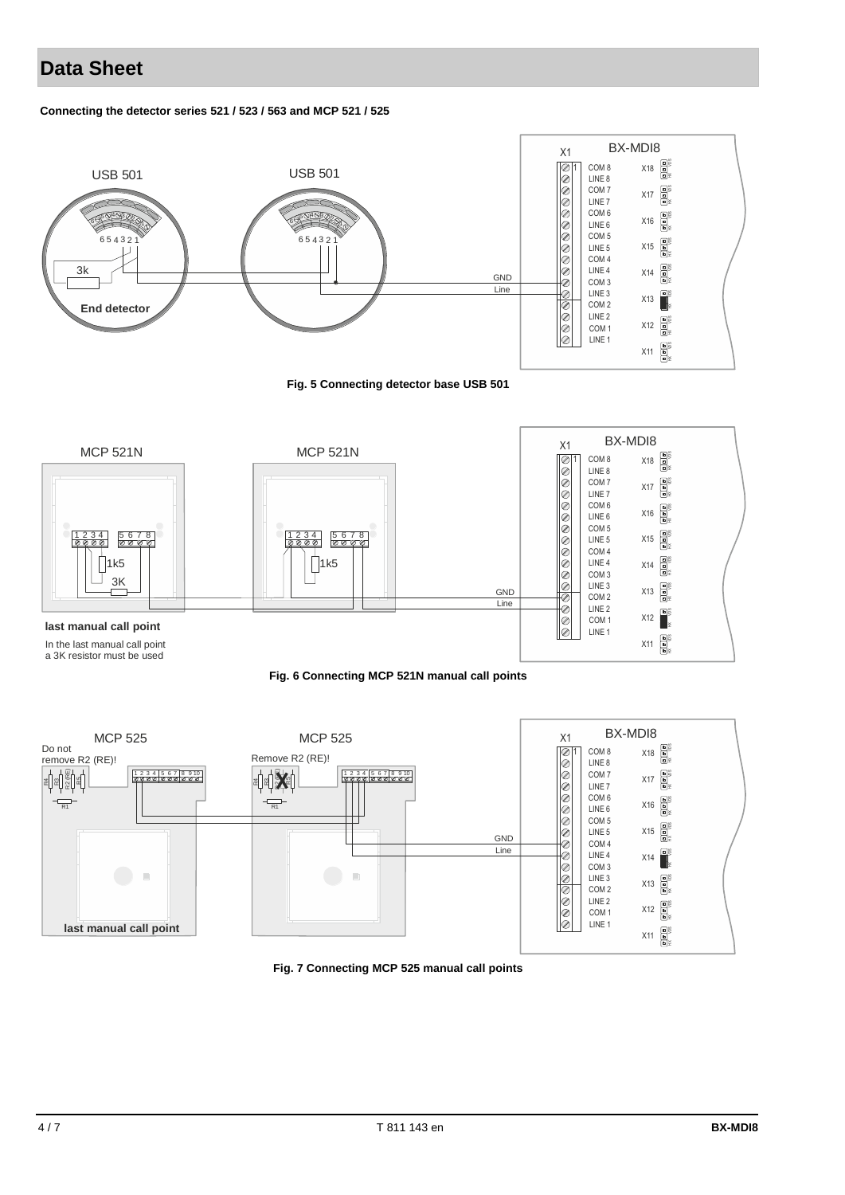# Data Sheet

**Connecting the detector series 521 / 523 / 563 and MCP 521 / 525**

USB 501 | USB 501 | BX-MDI8

3k

**End detector**

GND
Line

**Fig. 5 Connecting detector base USB 501**

MCP 521N | MCP 521N | BX-MDI8

1k5
3K
1k5

**last manual call point**

In the last manual call point a 3K resistor must be used

GND
Line

**Fig. 6 Connecting MCP 521N manual call points**

MCP 525 | MCP 525 | BX-MDI8

Do not remove R2 (RE)!

Remove R2 (RE)!

**last manual call point**

GND
Line

**Fig. 7 Connecting MCP 525 manual call points**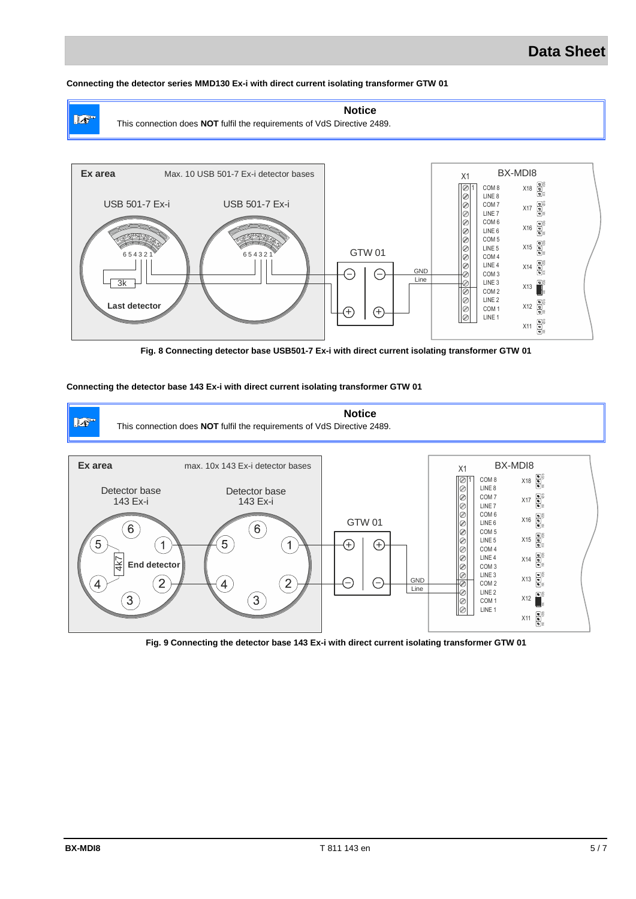**Connecting the detector series MMD130 Ex-i with direct current isolating transformer GTW 01**

> **Notice**
>
> This connection does **NOT** fulfil the requirements of VdS Directive 2489.

**Fig. 8 Connecting detector base USB501-7 Ex-i with direct current isolating transformer GTW 01**

**Connecting the detector base 143 Ex-i with direct current isolating transformer GTW 01**

> **Notice**
>
> This connection does **NOT** fulfil the requirements of VdS Directive 2489.

**Fig. 9 Connecting the detector base 143 Ex-i with direct current isolating transformer GTW 01**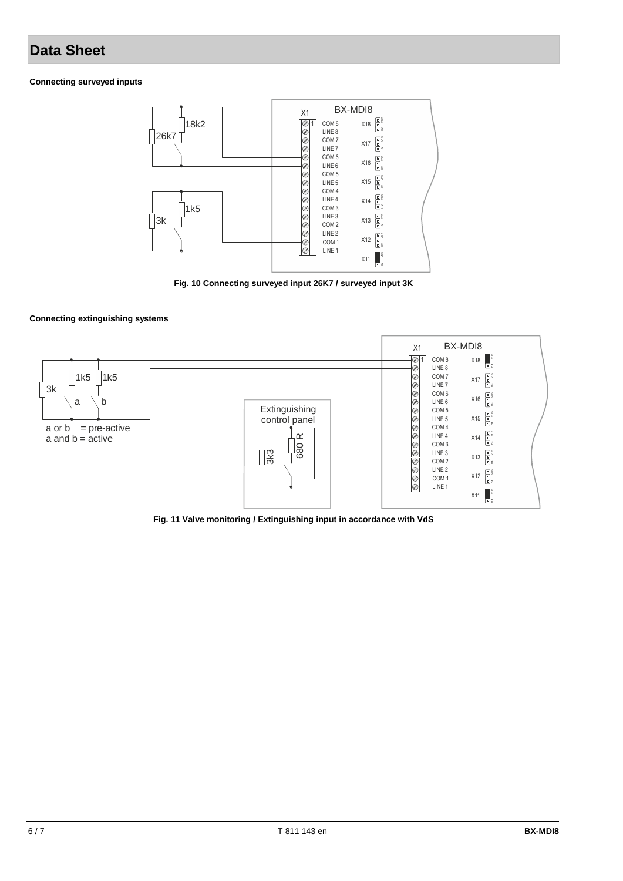# Data Sheet

**Connecting surveyed inputs**

**Fig. 10 Connecting surveyed input 26K7 / surveyed input 3K**

**Connecting extinguishing systems**

**Fig. 11 Valve monitoring / Extinguishing input in accordance with VdS**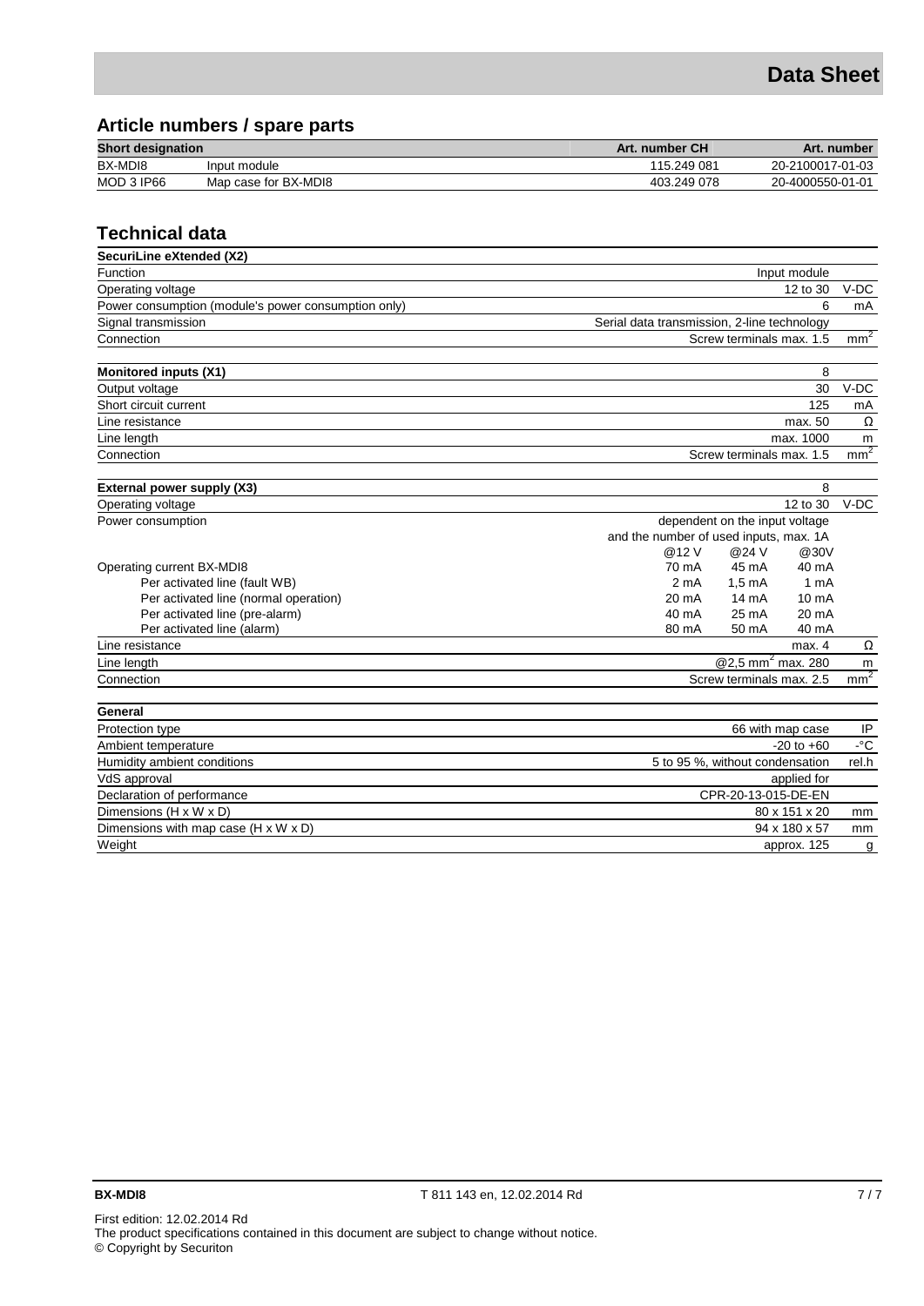## Article numbers / spare parts

| Short designation | | Art. number CH | Art. number |
|---|---|---|---|
| BX-MDI8 | Input module | 115.249 081 | 20-2100017-01-03 |
| MOD 3 IP66 | Map case for BX-MDI8 | 403.249 078 | 20-4000550-01-01 |

## Technical data

| **SecuriLine eXtended (X2)** | | | | |
|---|---|---|---|---|
| Function | | | Input module | |
| Operating voltage | | | 12 to 30 | V-DC |
| Power consumption (module's power consumption only) | | | 6 | mA |
| Signal transmission | Serial data transmission, 2-line technology | | | |
| Connection | | | Screw terminals max. 1.5 | $mm^2$ |
| **Monitored inputs (X1)** | | | 8 | |
| Output voltage | | | 30 | V-DC |
| Short circuit current | | | 125 | mA |
| Line resistance | | | max. 50 | Ω |
| Line length | | | max. 1000 | m |
| Connection | | | Screw terminals max. 1.5 | $mm^2$ |
| **External power supply (X3)** | | | 8 | |
| Operating voltage | | | 12 to 30 | V-DC |
| Power consumption | dependent on the input voltage and the number of used inputs, max. 1A | | | |
| | @12 V | @24 V | @30V | |
| Operating current BX-MDI8 | 70 mA | 45 mA | 40 mA | |
| Per activated line (fault WB) | 2 mA | 1,5 mA | 1 mA | |
| Per activated line (normal operation) | 20 mA | 14 mA | 10 mA | |
| Per activated line (pre-alarm) | 40 mA | 25 mA | 20 mA | |
| Per activated line (alarm) | 80 mA | 50 mA | 40 mA | |
| Line resistance | | | max. 4 | Ω |
| Line length | | | @2,5 $mm^2$ max. 280 | m |
| Connection | | | Screw terminals max. 2.5 | $mm^2$ |
| **General** | | | | |
| Protection type | | | 66 with map case | IP |
| Ambient temperature | | | -20 to +60 | -°C |
| Humidity ambient conditions | | | 5 to 95 %, without condensation | rel.h |
| VdS approval | | | applied for | |
| Declaration of performance | | | CPR-20-13-015-DE-EN | |
| Dimensions (H x W x D) | | | 80 x 151 x 20 | mm |
| Dimensions with map case (H x W x D) | | | 94 x 180 x 57 | mm |
| Weight | | | approx. 125 | g |

First edition: 12.02.2014 Rd
The product specifications contained in this document are subject to change without notice.
© Copyright by Securiton